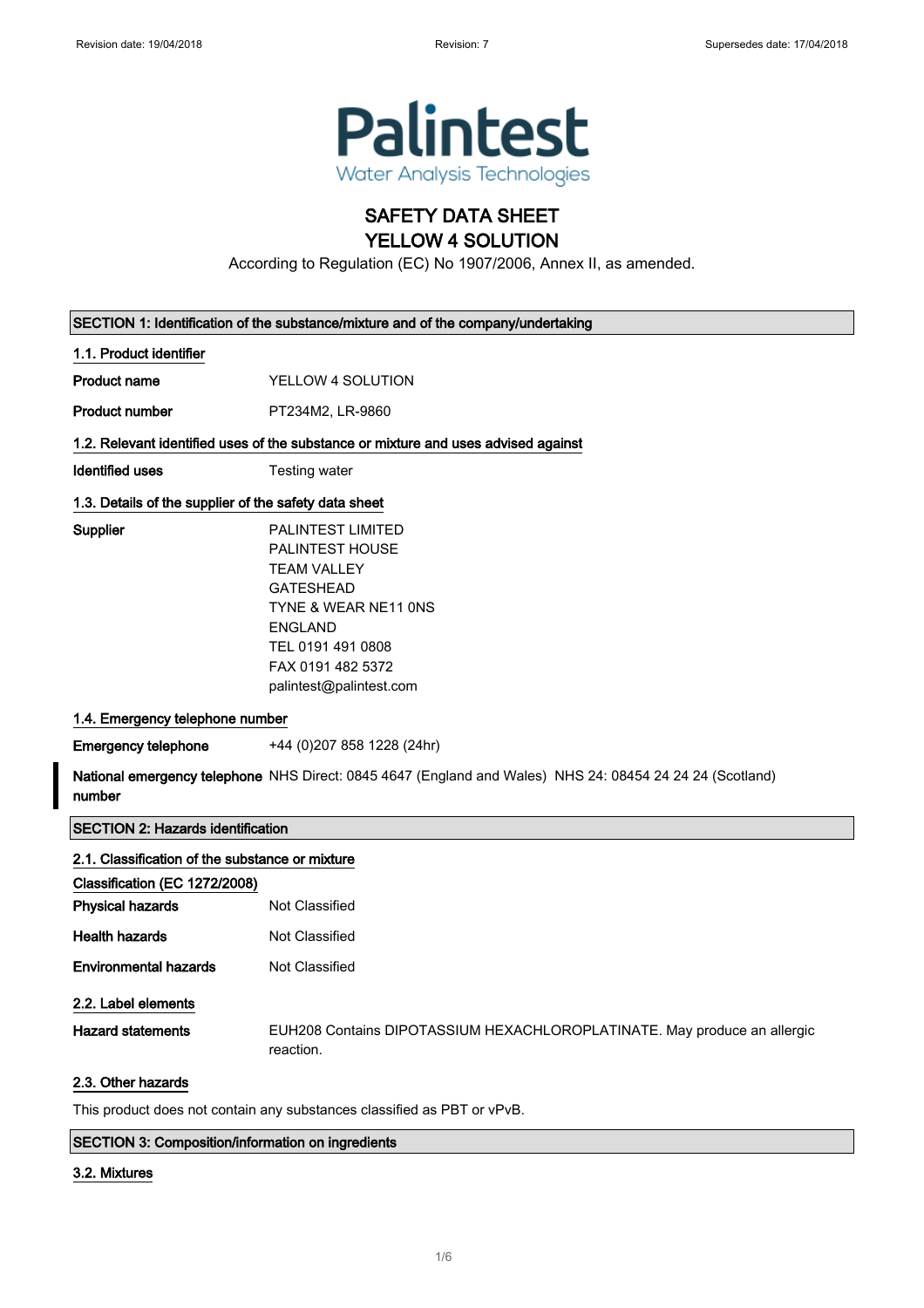Palintest
Water Analysis Technologies

# SAFETY DATA SHEET
# YELLOW 4 SOLUTION

According to Regulation (EC) No 1907/2006, Annex II, as amended.

## SECTION 1: Identification of the substance/mixture and of the company/undertaking

### 1.1. Product identifier

**Product name** YELLOW 4 SOLUTION

**Product number** PT234M2, LR-9860

### 1.2. Relevant identified uses of the substance or mixture and uses advised against

**Identified uses** Testing water

### 1.3. Details of the supplier of the safety data sheet

**Supplier**
PALINTEST LIMITED
PALINTEST HOUSE
TEAM VALLEY
GATESHEAD
TYNE & WEAR NE11 0NS
ENGLAND
TEL 0191 491 0808
FAX 0191 482 5372
palintest@palintest.com

### 1.4. Emergency telephone number

**Emergency telephone** +44 (0)207 858 1228 (24hr)

**National emergency telephone number** NHS Direct: 0845 4647 (England and Wales) NHS 24: 08454 24 24 24 (Scotland)

## SECTION 2: Hazards identification

### 2.1. Classification of the substance or mixture

**Classification (EC 1272/2008)**

**Physical hazards** Not Classified

**Health hazards** Not Classified

**Environmental hazards** Not Classified

### 2.2. Label elements

**Hazard statements** EUH208 Contains DIPOTASSIUM HEXACHLOROPLATINATE. May produce an allergic reaction.

### 2.3. Other hazards

This product does not contain any substances classified as PBT or vPvB.

## SECTION 3: Composition/information on ingredients

### 3.2. Mixtures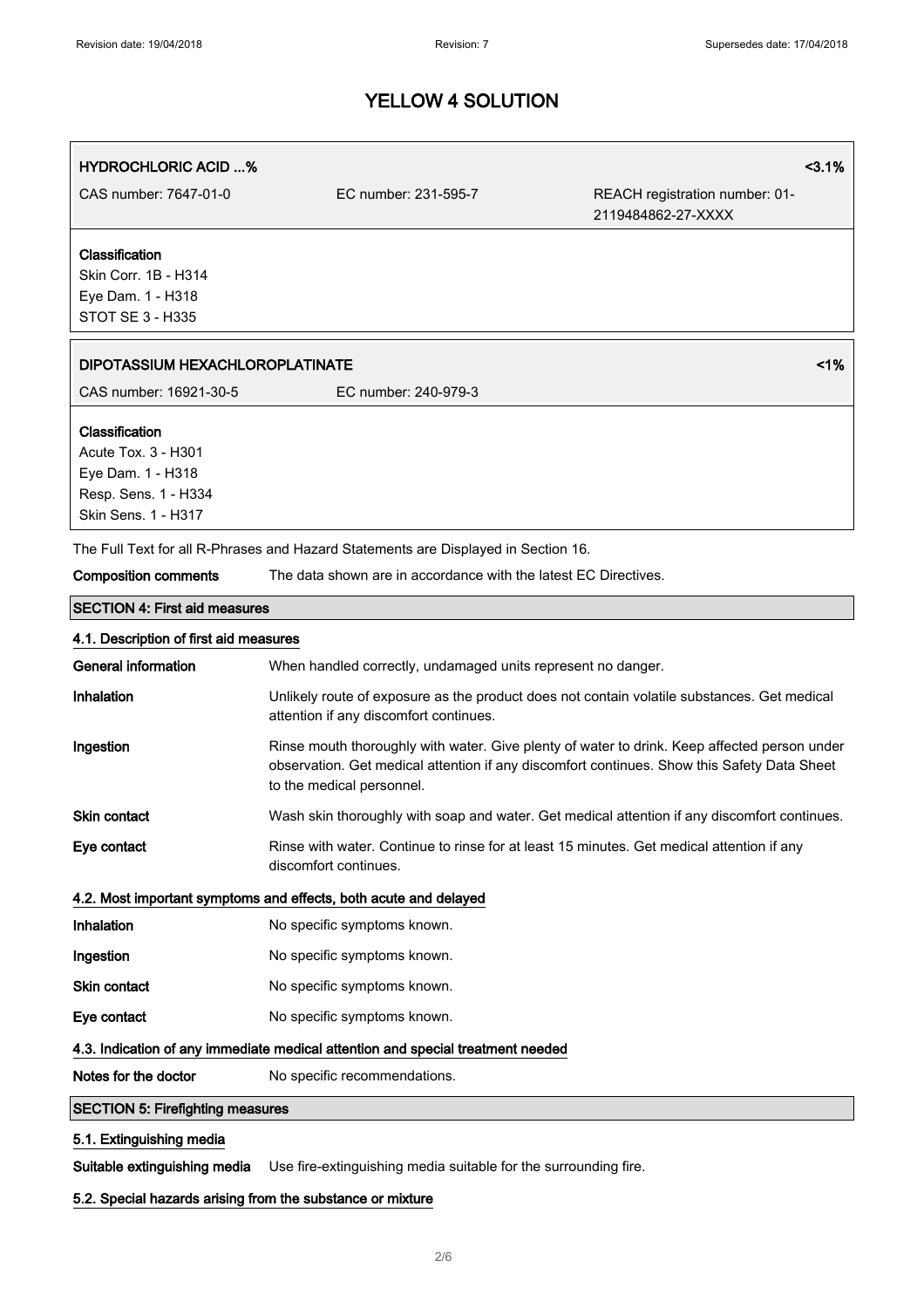# YELLOW 4 SOLUTION

| HYDROCHLORIC ACID ...% | | <3.1% |
|---|---|---|
| CAS number: 7647-01-0 | EC number: 231-595-7 | REACH registration number: 01-2119484862-27-XXXX |

**Classification**
Skin Corr. 1B - H314
Eye Dam. 1 - H318
STOT SE 3 - H335

| DIPOTASSIUM HEXACHLOROPLATINATE | <1% |
|---|---|
| CAS number: 16921-30-5 | EC number: 240-979-3 |

**Classification**
Acute Tox. 3 - H301
Eye Dam. 1 - H318
Resp. Sens. 1 - H334
Skin Sens. 1 - H317

The Full Text for all R-Phrases and Hazard Statements are Displayed in Section 16.

**Composition comments** The data shown are in accordance with the latest EC Directives.

## SECTION 4: First aid measures

### 4.1. Description of first aid measures

**General information** When handled correctly, undamaged units represent no danger.

**Inhalation** Unlikely route of exposure as the product does not contain volatile substances. Get medical attention if any discomfort continues.

**Ingestion** Rinse mouth thoroughly with water. Give plenty of water to drink. Keep affected person under observation. Get medical attention if any discomfort continues. Show this Safety Data Sheet to the medical personnel.

**Skin contact** Wash skin thoroughly with soap and water. Get medical attention if any discomfort continues.

**Eye contact** Rinse with water. Continue to rinse for at least 15 minutes. Get medical attention if any discomfort continues.

### 4.2. Most important symptoms and effects, both acute and delayed

**Inhalation** No specific symptoms known.

**Ingestion** No specific symptoms known.

**Skin contact** No specific symptoms known.

**Eye contact** No specific symptoms known.

### 4.3. Indication of any immediate medical attention and special treatment needed

**Notes for the doctor** No specific recommendations.

## SECTION 5: Firefighting measures

### 5.1. Extinguishing media

**Suitable extinguishing media** Use fire-extinguishing media suitable for the surrounding fire.

### 5.2. Special hazards arising from the substance or mixture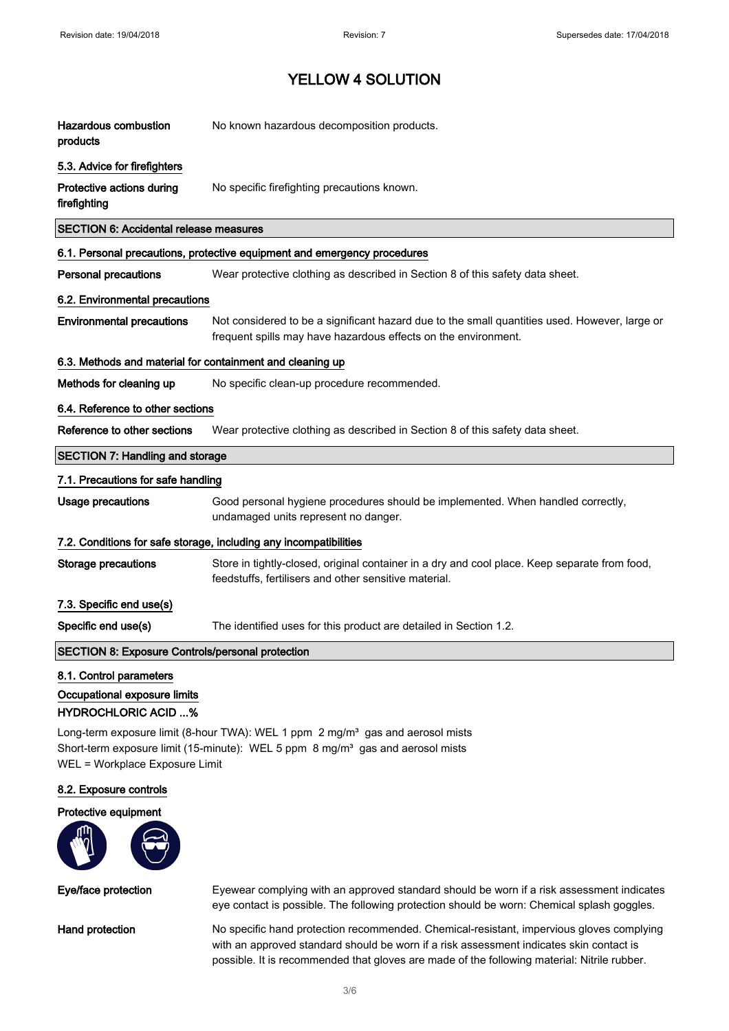# YELLOW 4 SOLUTION

| | |
|---|---|
| **Hazardous combustion products** | No known hazardous decomposition products. |

### 5.3. Advice for firefighters

| | |
|---|---|
| **Protective actions during firefighting** | No specific firefighting precautions known. |

## SECTION 6: Accidental release measures

### 6.1. Personal precautions, protective equipment and emergency procedures

| | |
|---|---|
| **Personal precautions** | Wear protective clothing as described in Section 8 of this safety data sheet. |

### 6.2. Environmental precautions

| | |
|---|---|
| **Environmental precautions** | Not considered to be a significant hazard due to the small quantities used. However, large or frequent spills may have hazardous effects on the environment. |

### 6.3. Methods and material for containment and cleaning up

| | |
|---|---|
| **Methods for cleaning up** | No specific clean-up procedure recommended. |

### 6.4. Reference to other sections

| | |
|---|---|
| **Reference to other sections** | Wear protective clothing as described in Section 8 of this safety data sheet. |

## SECTION 7: Handling and storage

### 7.1. Precautions for safe handling

| | |
|---|---|
| **Usage precautions** | Good personal hygiene procedures should be implemented. When handled correctly, undamaged units represent no danger. |

### 7.2. Conditions for safe storage, including any incompatibilities

| | |
|---|---|
| **Storage precautions** | Store in tightly-closed, original container in a dry and cool place. Keep separate from food, feedstuffs, fertilisers and other sensitive material. |

### 7.3. Specific end use(s)

| | |
|---|---|
| **Specific end use(s)** | The identified uses for this product are detailed in Section 1.2. |

## SECTION 8: Exposure Controls/personal protection

### 8.1. Control parameters

**Occupational exposure limits**

**HYDROCHLORIC ACID ...%**

Long-term exposure limit (8-hour TWA): WEL 1 ppm 2 mg/m³ gas and aerosol mists
Short-term exposure limit (15-minute): WEL 5 ppm 8 mg/m³ gas and aerosol mists
WEL = Workplace Exposure Limit

### 8.2. Exposure controls

**Protective equipment**

| | |
|---|---|
| **Eye/face protection** | Eyewear complying with an approved standard should be worn if a risk assessment indicates eye contact is possible. The following protection should be worn: Chemical splash goggles. |
| **Hand protection** | No specific hand protection recommended. Chemical-resistant, impervious gloves complying with an approved standard should be worn if a risk assessment indicates skin contact is possible. It is recommended that gloves are made of the following material: Nitrile rubber. |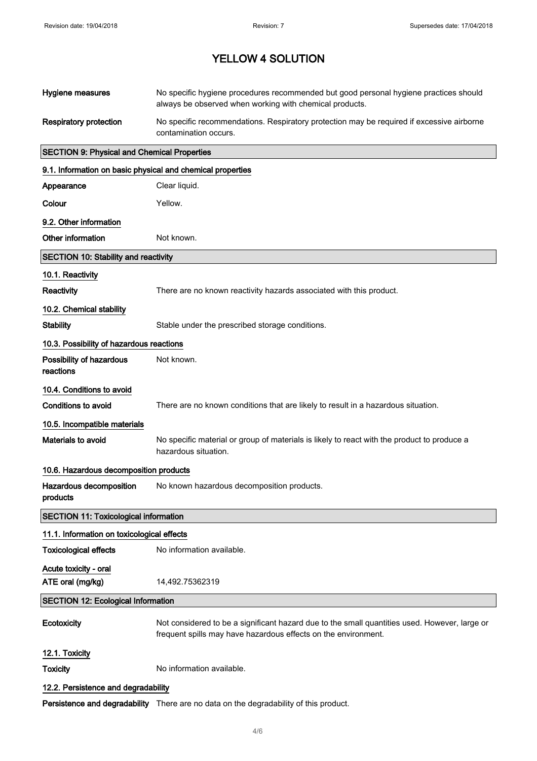# YELLOW 4 SOLUTION

| | |
|---|---|
| **Hygiene measures** | No specific hygiene procedures recommended but good personal hygiene practices should always be observed when working with chemical products. |
| **Respiratory protection** | No specific recommendations. Respiratory protection may be required if excessive airborne contamination occurs. |

## SECTION 9: Physical and Chemical Properties

### 9.1. Information on basic physical and chemical properties

| | |
|---|---|
| **Appearance** | Clear liquid. |
| **Colour** | Yellow. |

### 9.2. Other information

| | |
|---|---|
| **Other information** | Not known. |

## SECTION 10: Stability and reactivity

### 10.1. Reactivity

| | |
|---|---|
| **Reactivity** | There are no known reactivity hazards associated with this product. |

### 10.2. Chemical stability

| | |
|---|---|
| **Stability** | Stable under the prescribed storage conditions. |

### 10.3. Possibility of hazardous reactions

| | |
|---|---|
| **Possibility of hazardous reactions** | Not known. |

### 10.4. Conditions to avoid

| | |
|---|---|
| **Conditions to avoid** | There are no known conditions that are likely to result in a hazardous situation. |

### 10.5. Incompatible materials

| | |
|---|---|
| **Materials to avoid** | No specific material or group of materials is likely to react with the product to produce a hazardous situation. |

### 10.6. Hazardous decomposition products

| | |
|---|---|
| **Hazardous decomposition products** | No known hazardous decomposition products. |

## SECTION 11: Toxicological information

### 11.1. Information on toxicological effects

| | |
|---|---|
| **Toxicological effects** | No information available. |

**Acute toxicity - oral**

| | |
|---|---|
| **ATE oral (mg/kg)** | 14,492.75362319 |

## SECTION 12: Ecological Information

| | |
|---|---|
| **Ecotoxicity** | Not considered to be a significant hazard due to the small quantities used. However, large or frequent spills may have hazardous effects on the environment. |

### 12.1. Toxicity

| | |
|---|---|
| **Toxicity** | No information available. |

### 12.2. Persistence and degradability

| | |
|---|---|
| **Persistence and degradability** | There are no data on the degradability of this product. |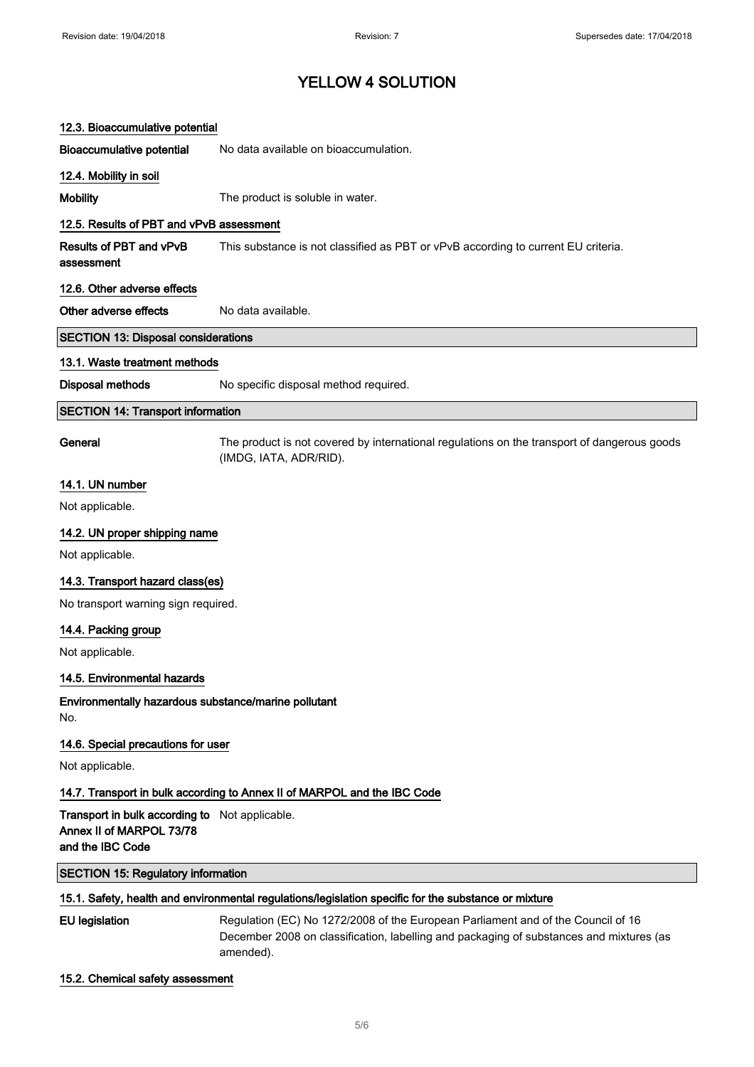# YELLOW 4 SOLUTION

### 12.3. Bioaccumulative potential

**Bioaccumulative potential** No data available on bioaccumulation.

### 12.4. Mobility in soil

**Mobility** The product is soluble in water.

### 12.5. Results of PBT and vPvB assessment

**Results of PBT and vPvB assessment** This substance is not classified as PBT or vPvB according to current EU criteria.

### 12.6. Other adverse effects

**Other adverse effects** No data available.

## SECTION 13: Disposal considerations

### 13.1. Waste treatment methods

**Disposal methods** No specific disposal method required.

## SECTION 14: Transport information

**General** The product is not covered by international regulations on the transport of dangerous goods (IMDG, IATA, ADR/RID).

### 14.1. UN number

Not applicable.

### 14.2. UN proper shipping name

Not applicable.

### 14.3. Transport hazard class(es)

No transport warning sign required.

### 14.4. Packing group

Not applicable.

### 14.5. Environmental hazards

**Environmentally hazardous substance/marine pollutant**

No.

### 14.6. Special precautions for user

Not applicable.

### 14.7. Transport in bulk according to Annex II of MARPOL and the IBC Code

**Transport in bulk according to Annex II of MARPOL 73/78 and the IBC Code** Not applicable.

## SECTION 15: Regulatory information

### 15.1. Safety, health and environmental regulations/legislation specific for the substance or mixture

**EU legislation** Regulation (EC) No 1272/2008 of the European Parliament and of the Council of 16 December 2008 on classification, labelling and packaging of substances and mixtures (as amended).

### 15.2. Chemical safety assessment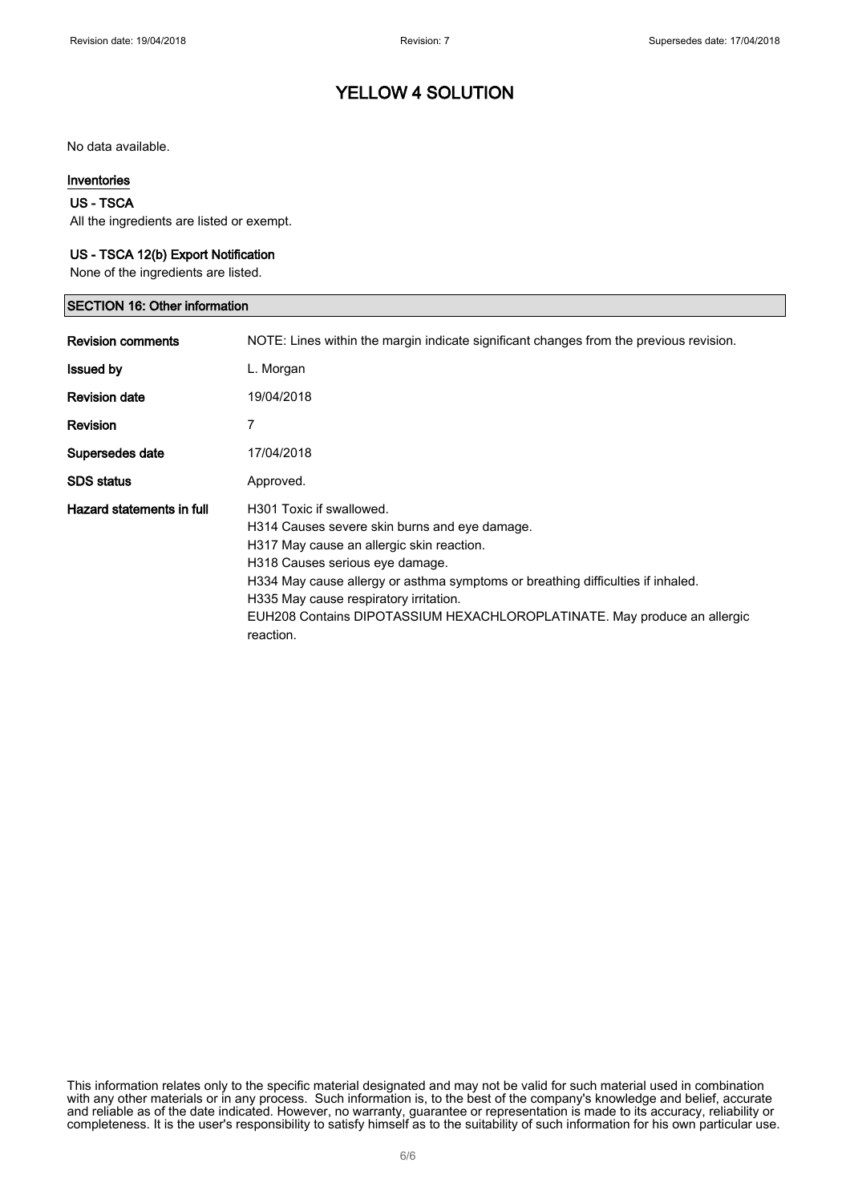No data available.

### Inventories

**US - TSCA**

All the ingredients are listed or exempt.

**US - TSCA 12(b) Export Notification**

None of the ingredients are listed.

## SECTION 16: Other information

| | |
|---|---|
| **Revision comments** | NOTE: Lines within the margin indicate significant changes from the previous revision. |
| **Issued by** | L. Morgan |
| **Revision date** | 19/04/2018 |
| **Revision** | 7 |
| **Supersedes date** | 17/04/2018 |
| **SDS status** | Approved. |
| **Hazard statements in full** | H301 Toxic if swallowed.<br>H314 Causes severe skin burns and eye damage.<br>H317 May cause an allergic skin reaction.<br>H318 Causes serious eye damage.<br>H334 May cause allergy or asthma symptoms or breathing difficulties if inhaled.<br>H335 May cause respiratory irritation.<br>EUH208 Contains DIPOTASSIUM HEXACHLOROPLATINATE. May produce an allergic reaction. |

This information relates only to the specific material designated and may not be valid for such material used in combination with any other materials or in any process. Such information is, to the best of the company's knowledge and belief, accurate and reliable as of the date indicated. However, no warranty, guarantee or representation is made to its accuracy, reliability or completeness. It is the user's responsibility to satisfy himself as to the suitability of such information for his own particular use.